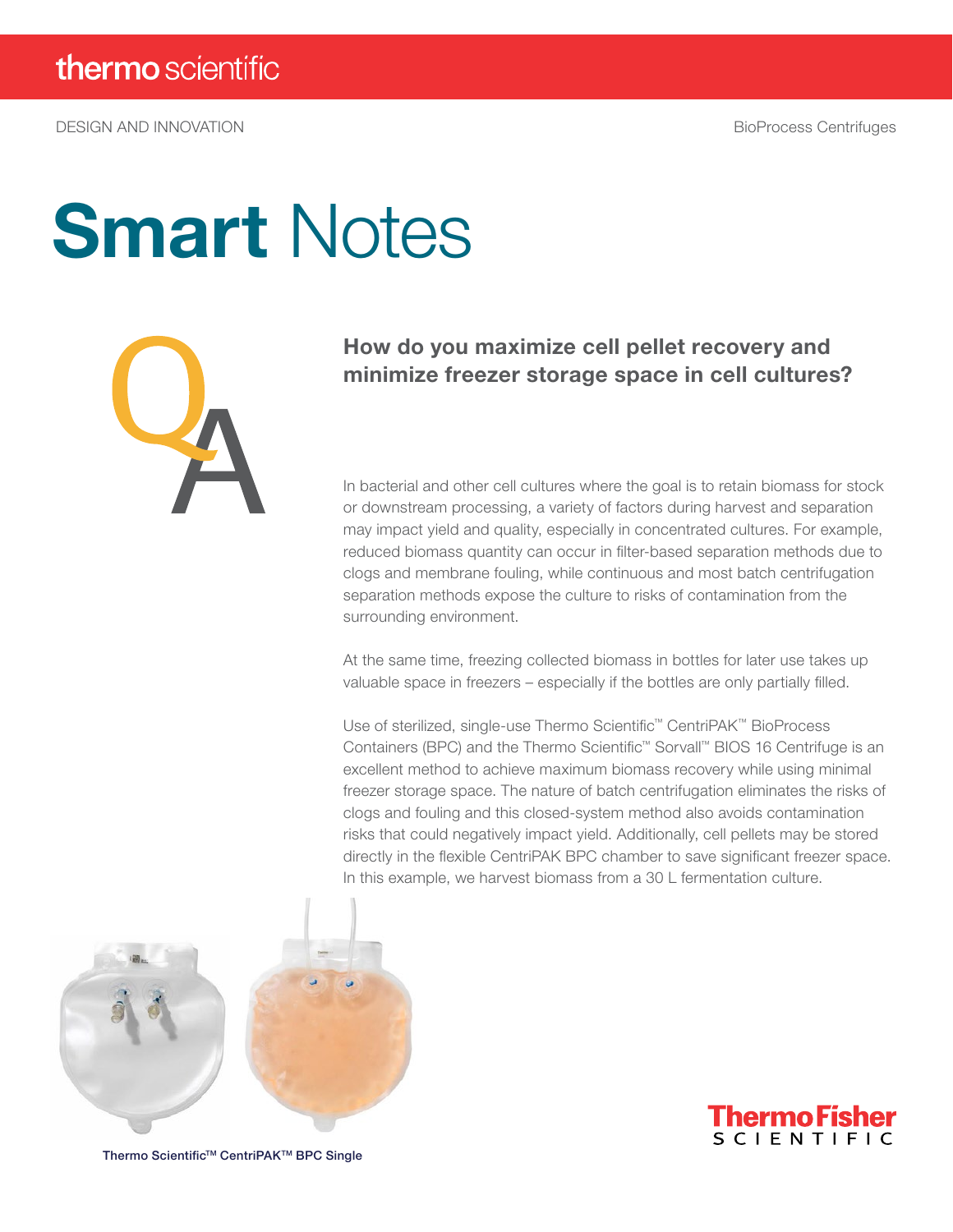thermo scientific

DESIGN AND INNOVATION

BioProcess Centrifuges

# Smart Notes

## How do you maximize cell pellet recovery and minimize freezer storage space in cell cultures?

In bacterial and other cell cultures where the goal is to retain biomass for stock or downstream processing, a variety of factors during harvest and separation may impact yield and quality, especially in concentrated cultures. For example, reduced biomass quantity can occur in filter-based separation methods due to clogs and membrane fouling, while continuous and most batch centrifugation separation methods expose the culture to risks of contamination from the surrounding environment.

At the same time, freezing collected biomass in bottles for later use takes up valuable space in freezers – especially if the bottles are only partially filled.

Use of sterilized, single-use Thermo Scientific™ CentriPAK™ BioProcess Containers (BPC) and the Thermo Scientific™ Sorvall™ BIOS 16 Centrifuge is an excellent method to achieve maximum biomass recovery while using minimal freezer storage space. The nature of batch centrifugation eliminates the risks of clogs and fouling and this closed-system method also avoids contamination risks that could negatively impact yield. Additionally, cell pellets may be stored directly in the flexible CentriPAK BPC chamber to save significant freezer space. In this example, we harvest biomass from a 30 L fermentation culture.

Thermo Scientific™ CentriPAK™ BPC Single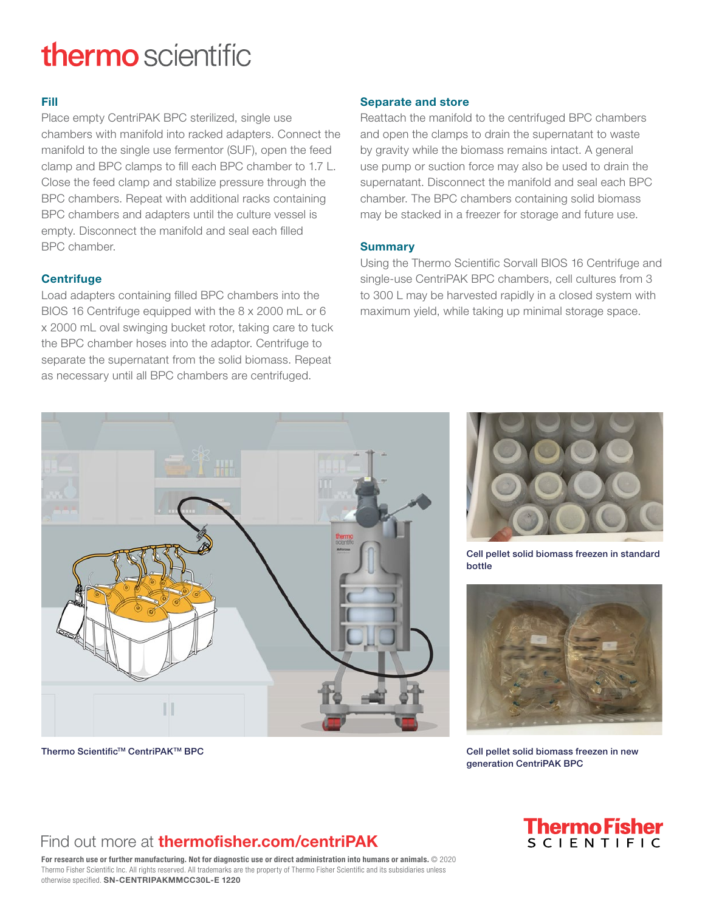## Fill

Place empty CentriPAK BPC sterilized, single use chambers with manifold into racked adapters. Connect the manifold to the single use fermentor (SUF), open the feed clamp and BPC clamps to fill each BPC chamber to 1.7 L. Close the feed clamp and stabilize pressure through the BPC chambers. Repeat with additional racks containing BPC chambers and adapters until the culture vessel is empty. Disconnect the manifold and seal each filled BPC chamber.

## Centrifuge

Load adapters containing filled BPC chambers into the BIOS 16 Centrifuge equipped with the 8 x 2000 mL or 6 x 2000 mL oval swinging bucket rotor, taking care to tuck the BPC chamber hoses into the adaptor. Centrifuge to separate the supernatant from the solid biomass. Repeat as necessary until all BPC chambers are centrifuged.

## Separate and store

Reattach the manifold to the centrifuged BPC chambers and open the clamps to drain the supernatant to waste by gravity while the biomass remains intact. A general use pump or suction force may also be used to drain the supernatant. Disconnect the manifold and seal each BPC chamber. The BPC chambers containing solid biomass may be stacked in a freezer for storage and future use.

## Summary

Using the Thermo Scientific Sorvall BIOS 16 Centrifuge and single-use CentriPAK BPC chambers, cell cultures from 3 to 300 L may be harvested rapidly in a closed system with maximum yield, while taking up minimal storage space.

Thermo Scientific™ CentriPAK™ BPC

Cell pellet solid biomass freezen in standard bottle

Cell pellet solid biomass freezen in new generation CentriPAK BPC

Find out more at **thermofisher.com/centriPAK**

**For research use or further manufacturing. Not for diagnostic use or direct administration into humans or animals.** © 2020 Thermo Fisher Scientific Inc. All rights reserved. All trademarks are the property of Thermo Fisher Scientific and its subsidiaries unless otherwise specified. **SN-CENTRIPAKMMCC30L-E 1220**